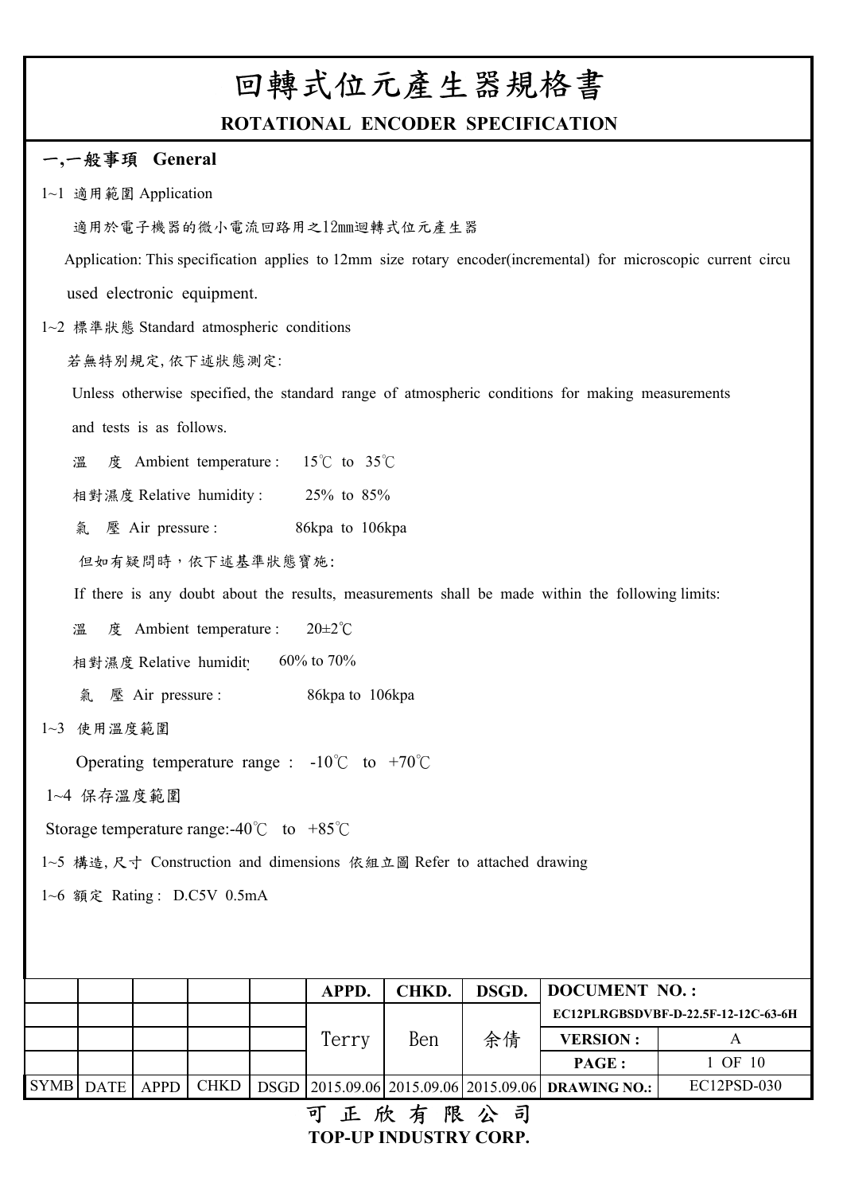# 回轉式位元產生器規格書

## ROTATIONAL ENCODER SPECIFICATION

### 一,一般事項 General

1~1 適用範圍 Application

適用於電子機器的微小電流回路用之12mm迴轉式位元產生器

Application: This specification applies to 12mm size rotary encoder(incremental) for microscopic current circu used electronic equipment.

1~2 標準狀態 Standard atmospheric conditions

若無特別規定, 依下述狀態測定:

Unless otherwise specified, the standard range of atmospheric conditions for making measurements and tests is as follows.

溫 度 Ambient temperature : 15℃ to 35℃

相對濕度 Relative humidity : 25% to 85%

氣 壓 Air pressure : 86kpa to 106kpa

但如有疑問時，依下述基準狀態實施:

If there is any doubt about the results, measurements shall be made within the following limits:

溫 度 Ambient temperature : 20±2℃

相對濕度 Relative humidity 60% to 70%

氣 壓 Air pressure : 86kpa to 106kpa

1~3 使用溫度範圍

Operating temperature range : -10℃ to +70℃

1~4 保存溫度範圍

Storage temperature range:-40℃ to +85℃

1~5 構造, 尺寸 Construction and dimensions 依組立圖 Refer to attached drawing

1~6 額定 Rating : D.C5V 0.5mA

| | | | | | APPD. | CHKD. | DSGD. | DOCUMENT NO. : | |
|---|---|---|---|---|---|---|---|---|---|
| | | | | | Terry | Ben | 余倩 | EC12PLRGBSDVBF-D-22.5F-12-12C-63-6H | |
| | | | | | | | | VERSION : | A |
| | | | | | | | | PAGE : | 1 OF 10 |
| SYMB | DATE | APPD | CHKD | DSGD | 2015.09.06 | 2015.09.06 | 2015.09.06 | DRAWING NO.: | EC12PSD-030 |

可 正 欣 有 限 公 司

TOP-UP INDUSTRY CORP.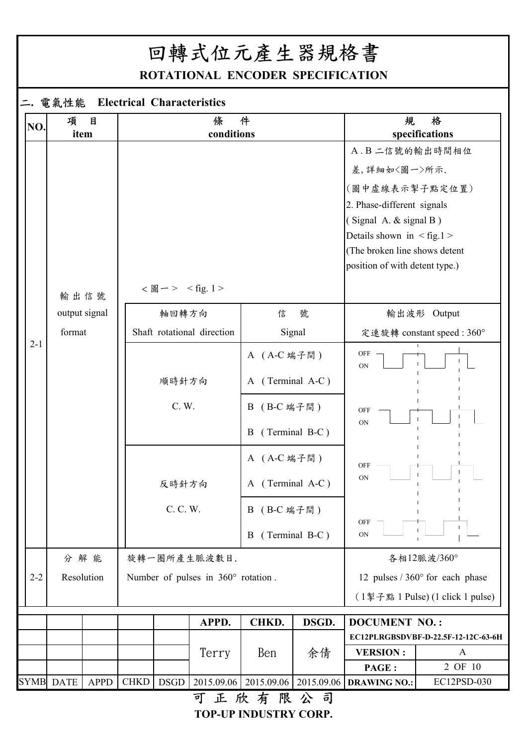# 回轉式位元產生器規格書

**ROTATIONAL ENCODER SPECIFICATION**

## 二. 電氣性能 Electrical Characteristics

| NO. | 項 目<br>item | 條 件<br>conditions | | 規 格<br>specifications |
|---|---|---|---|---|
| 2-1 | 輸 出 信 號<br>output signal format | <圖一> <fig. 1> | | A . B 二信號的輸出時間相位差, 詳細如<圖一>所示.<br>(圖中虛線表示掣子點定位置)<br>2. Phase-different signals<br>( Signal A. & signal B )<br>Details shown in < fig.1 ><br>(The broken line shows detent position of with detent type.) |
| | | 軸回轉方向<br>Shaft rotational direction | 信 號<br>Signal | 輸出波形 Output<br>定速旋轉 constant speed : 360° |
| | | 順時針方向<br>C. W. | A (A-C 端子間)<br>A (Terminal A-C) | OFF / ON |
| | | | B (B-C 端子間)<br>B (Terminal B-C) | OFF / ON |
| | | 反時針方向<br>C. C. W. | A (A-C 端子間)<br>A (Terminal A-C) | OFF / ON |
| | | | B (B-C 端子間)<br>B (Terminal B-C) | OFF / ON |
| 2-2 | 分 解 能<br>Resolution | 旋轉一圈所產生脈波數目.<br>Number of pulses in 360° rotation . | | 各相12脈波/360°<br>12 pulses / 360° for each phase<br>(1掣子點 1 Pulse) (1 click 1 pulse) |

| | | | | | APPD. | CHKD. | DSGD. | DOCUMENT NO. : | |
|---|---|---|---|---|---|---|---|---|---|
| | | | | | | | | EC12PLRGBSDVBF-D-22.5F-12-12C-63-6H | |
| | | | | | Terry | Ben | 余倩 | VERSION : | A |
| | | | | | | | | PAGE : | 2 OF 10 |
| SYMB | DATE | APPD | CHKD | DSGD | 2015.09.06 | 2015.09.06 | 2015.09.06 | DRAWING NO.: | EC12PSD-030 |

可 正 欣 有 限 公 司

**TOP-UP INDUSTRY CORP.**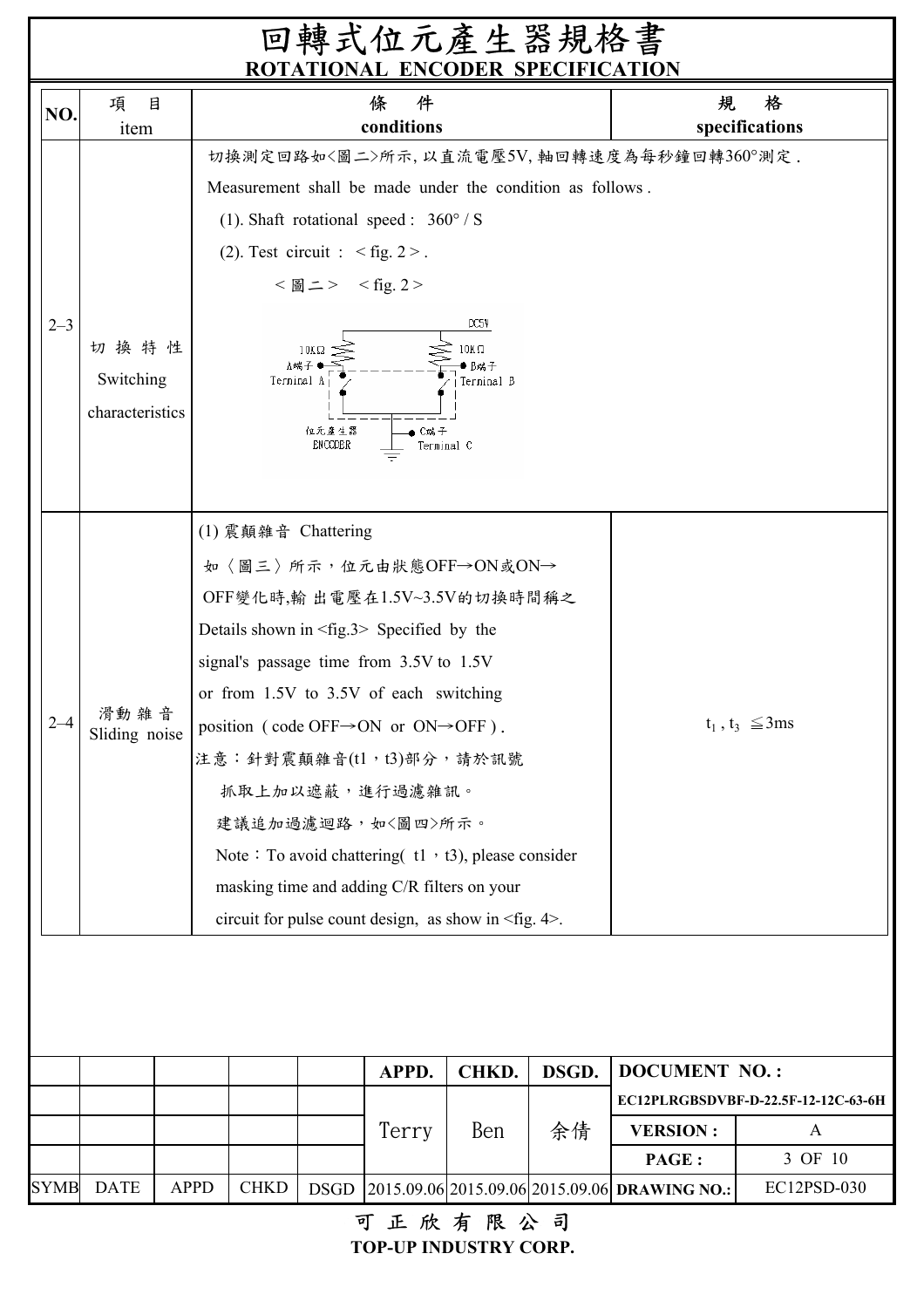# 回轉式位元產生器規格書

**ROTATIONAL ENCODER SPECIFICATION**

| NO. | 項目 item | 條件 conditions | 規格 specifications |
|---|---|---|---|
| 2–3 | 切換特性 Switching characteristics | 切換測定回路如<圖二>所示, 以直流電壓5V, 軸回轉速度為每秒鐘回轉360°測定.<br>Measurement shall be made under the condition as follows.<br>(1). Shaft rotational speed : 360° / S<br>(2). Test circuit : < fig. 2 >.<br>< 圖二 > < fig. 2 ><br>DC5V; 10KΩ; 10KΩ; A端子 Terminal A; B端子 Terminal B; 位元產生器 ENCODER; C端子 Terminal C | |
| 2–4 | 滑動雜音 Sliding noise | (1) 震顫雜音 Chattering<br>如〈圖三〉所示，位元由狀態OFF→ON或ON→OFF變化時,輸 出電壓在1.5V~3.5V的切換時間稱之<br>Details shown in <fig.3> Specified by the signal's passage time from 3.5V to 1.5V or from 1.5V to 3.5V of each switching position ( code OFF→ON or ON→OFF ).<br>注意：針對震顫雜音(t1，t3)部分，請於訊號抓取上加以遮蔽，進行過濾雜訊。<br>建議追加過濾迴路，如<圖四>所示。<br>Note：To avoid chattering( t1，t3), please consider masking time and adding C/R filters on your circuit for pulse count design, as show in <fig. 4>. | $t_1$ , $t_3$ ≦3ms |

| | | | | | APPD. | CHKD. | DSGD. | DOCUMENT NO. : | |
|---|---|---|---|---|---|---|---|---|---|
| | | | | | | | | EC12PLRGBSDVBF-D-22.5F-12-12C-63-6H | |
| | | | | | Terry | Ben | 余倩 | VERSION : | A |
| | | | | | | | | PAGE : | 3 OF 10 |
| SYMB | DATE | APPD | CHKD | DSGD | 2015.09.06 | 2015.09.06 | 2015.09.06 | DRAWING NO.: | EC12PSD-030 |

可正欣有限公司
TOP-UP INDUSTRY CORP.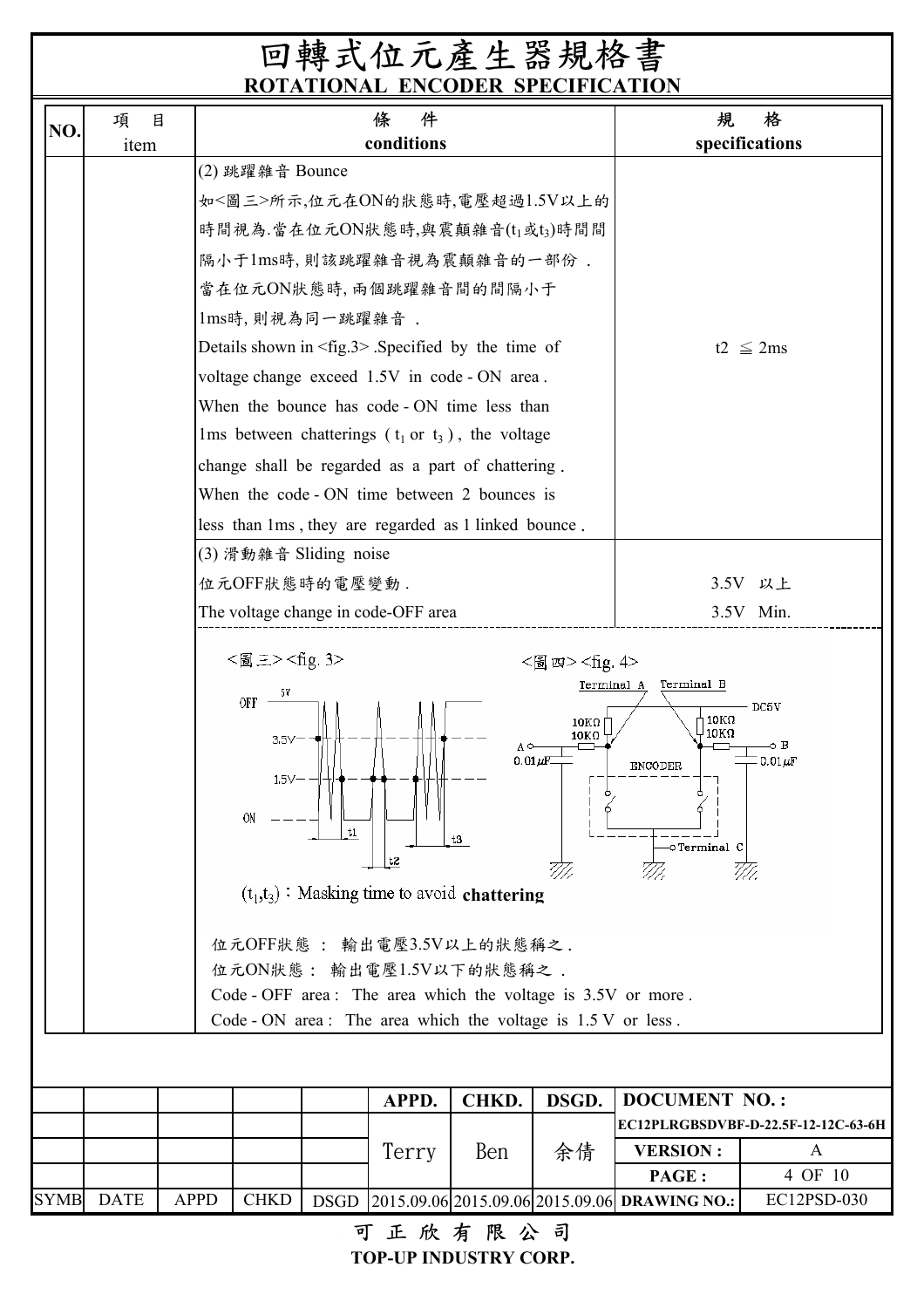# 回轉式位元產生器規格書

## ROTATIONAL ENCODER SPECIFICATION

| NO. | 項 目<br>item | 條 件<br>conditions | 規 格<br>specifications |
|---|---|---|---|
| | | (2) 跳躍雜音 Bounce<br>如<圖三>所示,位元在ON的狀態時,電壓超過1.5V以上的時間視為.當在位元ON狀態時,與震顛雜音($t_1$或$t_3$)時間間隔小于1ms時, 則該跳躍雜音視為震顛雜音的一部份 .<br>當在位元ON狀態時, 兩個跳躍雜音間的間隔小于1ms時, 則視為同一跳躍雜音 .<br>Details shown in <fig.3> .Specified by the time of voltage change exceed 1.5V in code - ON area .<br>When the bounce has code - ON time less than 1ms between chatterings ( $t_1$ or $t_3$ ) , the voltage change shall be regarded as a part of chattering .<br>When the code - ON time between 2 bounces is less than 1ms , they are regarded as 1 linked bounce . | $t2 \leqq 2ms$ |
| | | (3) 滑動雜音 Sliding noise<br>位元OFF狀態時的電壓變動 .<br>The voltage change in code-OFF area | 3.5V 以上<br>3.5V Min. |

<圖三> <fig. 3>

OFF 5V 3.5V 1.5V ON t1 t2 t3

($t_1$,$t_3$) : Masking time to avoid **chattering**

<圖四> <fig. 4>

Terminal A Terminal B DC5V 10KΩ 10KΩ 10KΩ 10KΩ A B 0.01μF 0.01μF ENCODER Terminal C

位元OFF狀態 ： 輸出電壓3.5V以上的狀態稱之 .
位元ON狀態 ： 輸出電壓1.5V以下的狀態稱之 .
Code - OFF area : The area which the voltage is 3.5V or more .
Code - ON area : The area which the voltage is 1.5 V or less .

| | | | | | APPD. | CHKD. | DSGD. | DOCUMENT NO. : | |
|---|---|---|---|---|---|---|---|---|---|
| | | | | | | | | EC12PLRGBSDVBF-D-22.5F-12-12C-63-6H | |
| | | | | | Terry | Ben | 余倩 | VERSION : | A |
| | | | | | | | | PAGE : | 4 OF 10 |
| SYMB | DATE | APPD | CHKD | DSGD | 2015.09.06 | 2015.09.06 | 2015.09.06 | DRAWING NO.: | EC12PSD-030 |

可 正 欣 有 限 公 司
**TOP-UP INDUSTRY CORP.**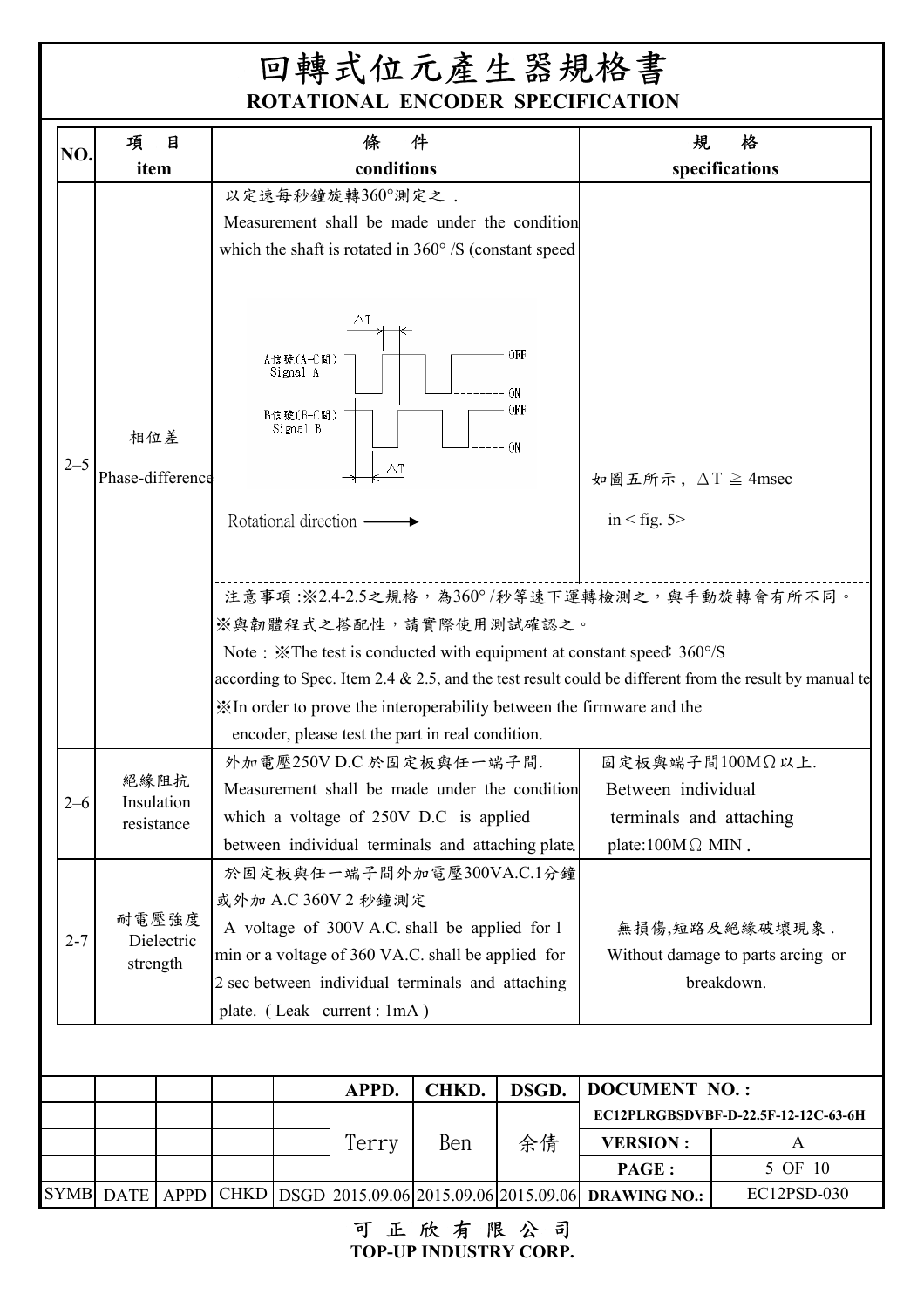# 回轉式位元產生器規格書

## ROTATIONAL ENCODER SPECIFICATION

| NO. | 項 目 item | 條 件 conditions | 規 格 specifications |
|---|---|---|---|
| 2–5 | 相位差 Phase-difference | 以定速每秒鐘旋轉360°測定之． Measurement shall be made under the condition which the shaft is rotated in 360° /S (constant speed<br>A信號(A-C間) Signal A; B信號(B-C間) Signal B; ΔT; OFF; ON<br>Rotational direction ⟶ | 如圖五所示，ΔT ≧ 4msec in < fig. 5> |
| | | 注意事項 :※2.4-2.5之規格，為360° /秒等速下運轉檢測之，與手動旋轉會有所不同。 ※與韌體程式之搭配性，請實際使用測試確認之。 Note : ※The test is conducted with equipment at constant speed: 360°/S according to Spec. Item 2.4 & 2.5, and the test result could be different from the result by manual te ※In order to prove the interoperability between the firmware and the encoder, please test the part in real condition. | |
| 2–6 | 絕緣阻抗 Insulation resistance | 外加電壓250V D.C 於固定板與任一端子間. Measurement shall be made under the condition which a voltage of 250V D.C is applied between individual terminals and attaching plate. | 固定板與端子間100MΩ以上. Between individual terminals and attaching plate:100MΩ MIN . |
| 2-7 | 耐電壓強度 Dielectric strength | 於固定板與任一端子間外加電壓300VA.C.1分鐘或外加 A.C 360V 2 秒鐘測定 A voltage of 300V A.C. shall be applied for 1 min or a voltage of 360 VA.C. shall be applied for 2 sec between individual terminals and attaching plate. ( Leak current : 1mA ) | 無損傷,短路及絕緣破壞現象. Without damage to parts arcing or breakdown. |

| | | | | | APPD. | CHKD. | DSGD. | DOCUMENT NO. : | |
|---|---|---|---|---|---|---|---|---|---|
| | | | | | | | | EC12PLRGBSDVBF-D-22.5F-12-12C-63-6H | |
| | | | | | Terry | Ben | 余倩 | VERSION : | A |
| | | | | | | | | PAGE : | 5 OF 10 |
| SYMB | DATE | APPD | CHKD | DSGD | 2015.09.06 | 2015.09.06 | 2015.09.06 | DRAWING NO.: | EC12PSD-030 |

可 正 欣 有 限 公 司
TOP-UP INDUSTRY CORP.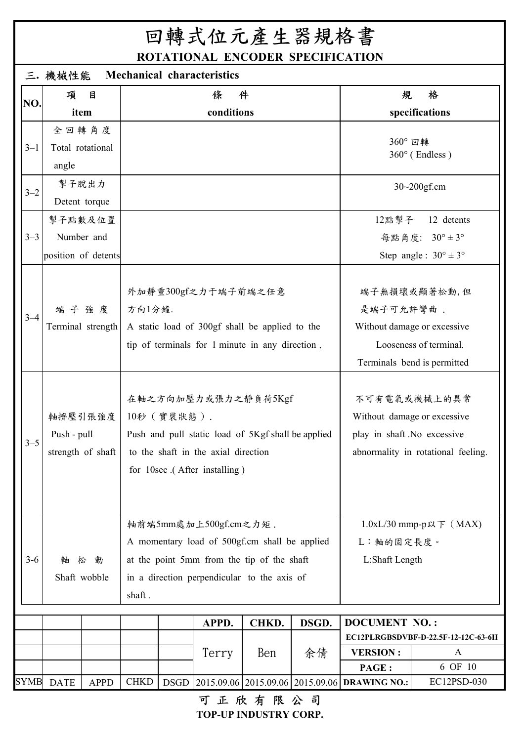# 回轉式位元產生器規格書

## ROTATIONAL ENCODER SPECIFICATION

### 三. 機械性能 Mechanical characteristics

| NO. | 項 目 item | 條 件 conditions | 規 格 specifications |
|---|---|---|---|
| 3–1 | 全回轉角度 Total rotational angle | | 360° 回轉<br>360° ( Endless ) |
| 3–2 | 掣子脫出力 Detent torque | | 30~200gf.cm |
| 3–3 | 掣子點數及位置 Number and position of detents | | 12點掣子 12 detents<br>每點角度: 30° ± 3°<br>Step angle : 30° ± 3° |
| 3–4 | 端子強度 Terminal strength | 外加靜重300gf之力于端子前端之任意方向1分鐘.<br>A static load of 300gf shall be applied to the tip of terminals for 1 minute in any direction . | 端子無損壞或顯著松動, 但是端子可允許彎曲 .<br>Without damage or excessive Looseness of terminal.<br>Terminals bend is permitted |
| 3–5 | 軸擠壓引張強度 Push - pull strength of shaft | 在軸之方向加壓力或張力之靜負荷5Kgf 10秒（實裝狀態）.<br>Push and pull static load of 5Kgf shall be applied to the shaft in the axial direction for 10sec .( After installing ) | 不可有電氣或機械上的異常<br>Without damage or excessive play in shaft .No excessive abnormality in rotational feeling. |
| 3-6 | 軸松動 Shaft wobble | 軸前端5mm處加上500gf.cm之力矩 .<br>A momentary load of 500gf.cm shall be applied at the point 5mm from the tip of the shaft in a direction perpendicular to the axis of shaft . | 1.0xL/30 mmp-p以下（MAX)<br>L：軸的固定長度。<br>L:Shaft Length |

| SYMB | DATE | APPD | CHKD | DSGD | APPD. | CHKD. | DSGD. | DOCUMENT NO. : | |
|---|---|---|---|---|---|---|---|---|---|
| | | | | | | | | EC12PLRGBSDVBF-D-22.5F-12-12C-63-6H | |
| | | | | | Terry | Ben | 余倩 | VERSION : | A |
| | | | | | | | | PAGE : | 6 OF 10 |
| | | | | | 2015.09.06 | 2015.09.06 | 2015.09.06 | DRAWING NO.: | EC12PSD-030 |

可正欣有限公司
TOP-UP INDUSTRY CORP.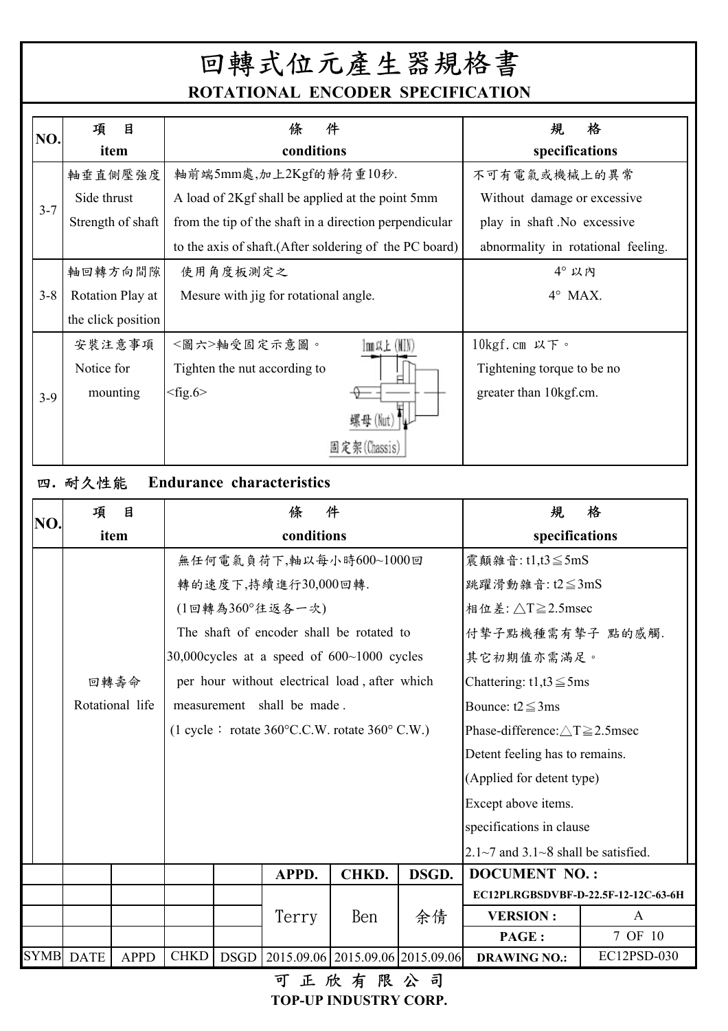# 回轉式位元產生器規格書

**ROTATIONAL ENCODER SPECIFICATION**

| NO. | 項 目 item | 條 件 conditions | 規 格 specifications |
|---|---|---|---|
| 3-7 | 軸垂直側壓強度 Side thrust Strength of shaft | 軸前端5mm處,加上2Kgf的靜荷重10秒. A load of 2Kgf shall be applied at the point 5mm from the tip of the shaft in a direction perpendicular to the axis of shaft.(After soldering of the PC board) | 不可有電氣或機械上的異常 Without damage or excessive play in shaft .No excessive abnormality in rotational feeling. |
| 3-8 | 軸回轉方向間隙 Rotation Play at the click position | 使用角度板測定之 Mesure with jig for rotational angle. | 4° 以內 4° MAX. |
| 3-9 | 安裝注意事項 Notice for mounting | <圖六>軸受固定示意圖。 Tighten the nut according to <fig.6> (1mm以上(MIN) 螺母(Nut) 固定架(Chassis)) | 10kgf.cm 以下。 Tightening torque to be no greater than 10kgf.cm. |

## 四. 耐久性能 Endurance characteristics

| NO. | 項 目 item | 條 件 conditions | 規 格 specifications |
|---|---|---|---|
| | 回轉壽命 Rotational life | 無任何電氣負荷下,軸以每小時600~1000回轉的速度下,持續進行30,000回轉. (1回轉為360°往返各一次) The shaft of encoder shall be rotated to 30,000cycles at a speed of 600~1000 cycles per hour without electrical load , after which measurement shall be made . (1 cycle： rotate 360°C.C.W. rotate 360° C.W.) | 震顫雜音: t1,t3≦5mS<br>跳躍滑動雜音: t2≦3mS<br>相位差: △T≧2.5msec<br>付擊子點機種需有擊子 點的感觸.<br>其它初期值亦需滿足。<br>Chattering: t1,t3≦5ms<br>Bounce: t2≦3ms<br>Phase-difference:△T≧2.5msec<br>Detent feeling has to remains.<br>(Applied for detent type)<br>Except above items.<br>specifications in clause<br>2.1~7 and 3.1~8 shall be satisfied. |

| SYMB | DATE | APPD | CHKD | DSGD | APPD. | CHKD. | DSGD. | DOCUMENT NO. : | |
|---|---|---|---|---|---|---|---|---|---|
| | | | | | Terry | Ben | 余倩 | EC12PLRGBSDVBF-D-22.5F-12-12C-63-6H | |
| | | | | | | | | VERSION : | A |
| | | | | | | | | PAGE : | 7 OF 10 |
| | | | | | 2015.09.06 | 2015.09.06 | 2015.09.06 | DRAWING NO.: | EC12PSD-030 |

可 正 欣 有 限 公 司
**TOP-UP INDUSTRY CORP.**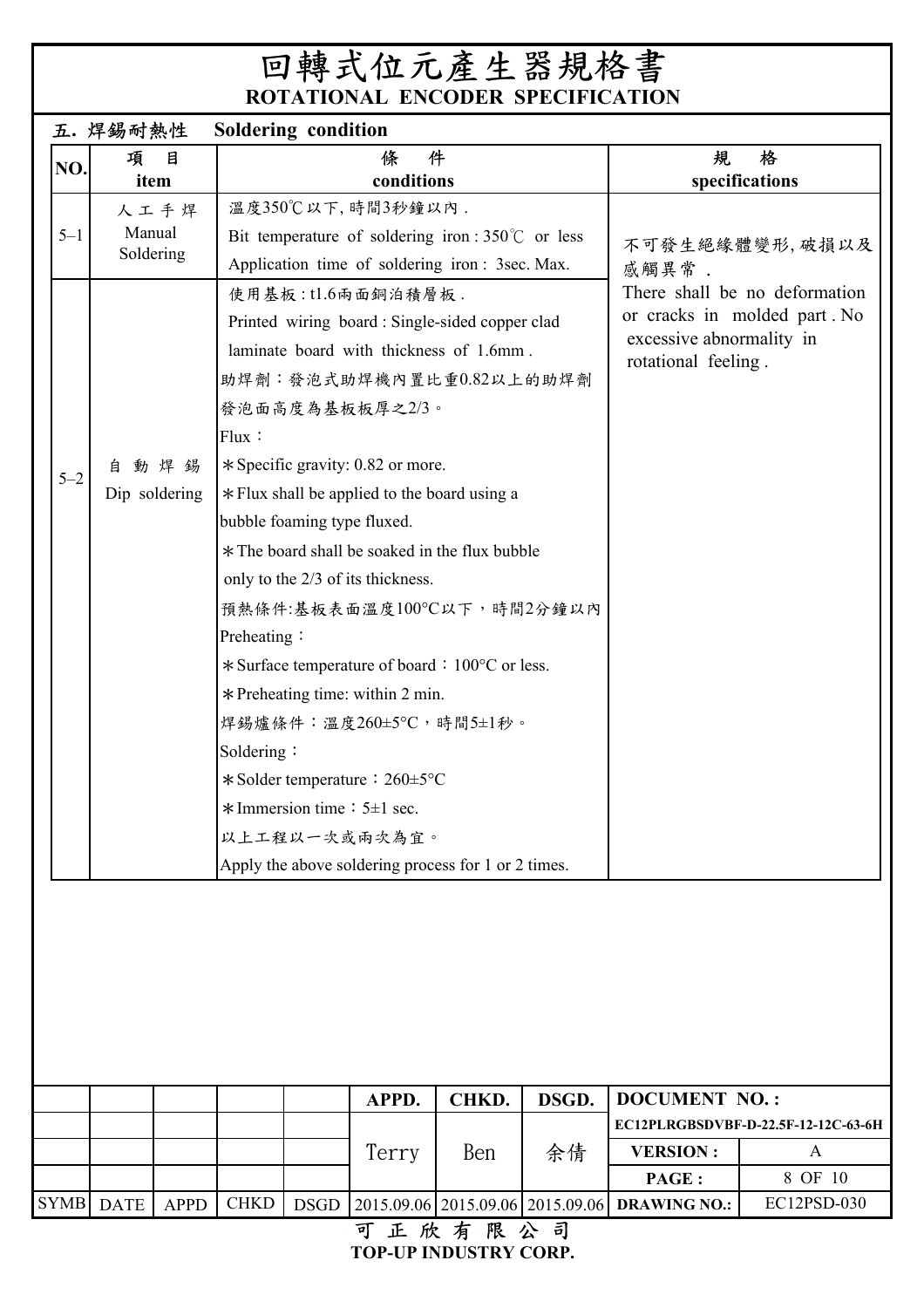# 回轉式位元產生器規格書
## ROTATIONAL ENCODER SPECIFICATION

### 五. 焊錫耐熱性 Soldering condition

| NO. | 項 目<br>item | 條 件<br>conditions | 規 格<br>specifications |
|---|---|---|---|
| 5–1 | 人工手焊<br>Manual Soldering | 溫度350℃以下, 時間3秒鐘以內 .<br>Bit temperature of soldering iron : 350℃ or less<br>Application time of soldering iron : 3sec. Max. | 不可發生絕緣體變形, 破損以及感觸異常 .<br>There shall be no deformation or cracks in molded part . No excessive abnormality in rotational feeling . |
| 5–2 | 自動焊錫<br>Dip soldering | 使用基板 : t1.6兩面銅泊積層板 .<br>Printed wiring board : Single-sided copper clad laminate board with thickness of 1.6mm .<br>助焊劑：發泡式助焊機內置比重0.82以上的助焊劑發泡面高度為基板板厚之2/3。<br>Flux：<br>*Specific gravity: 0.82 or more.<br>*Flux shall be applied to the board using a bubble foaming type fluxed.<br>*The board shall be soaked in the flux bubble only to the 2/3 of its thickness.<br>預熱條件:基板表面溫度100°C以下，時間2分鐘以內<br>Preheating：<br>*Surface temperature of board：100°C or less.<br>*Preheating time: within 2 min.<br>焊錫爐條件：溫度260±5°C，時間5±1秒。<br>Soldering：<br>*Solder temperature：260±5°C<br>*Immersion time：5±1 sec.<br>以上工程以一次或兩次為宜。<br>Apply the above soldering process for 1 or 2 times. | |

| SYMB | DATE | APPD | CHKD | DSGD | APPD. | CHKD. | DSGD. | DOCUMENT NO.: EC12PLRGBSDVBF-D-22.5F-12-12C-63-6H | |
|---|---|---|---|---|---|---|---|---|---|
| | | | | | Terry | Ben | 余倩 | VERSION : | A |
| | | | | | | | | PAGE : | 8 OF 10 |
| | | | | | 2015.09.06 | 2015.09.06 | 2015.09.06 | DRAWING NO.: | EC12PSD-030 |

可 正 欣 有 限 公 司
**TOP-UP INDUSTRY CORP.**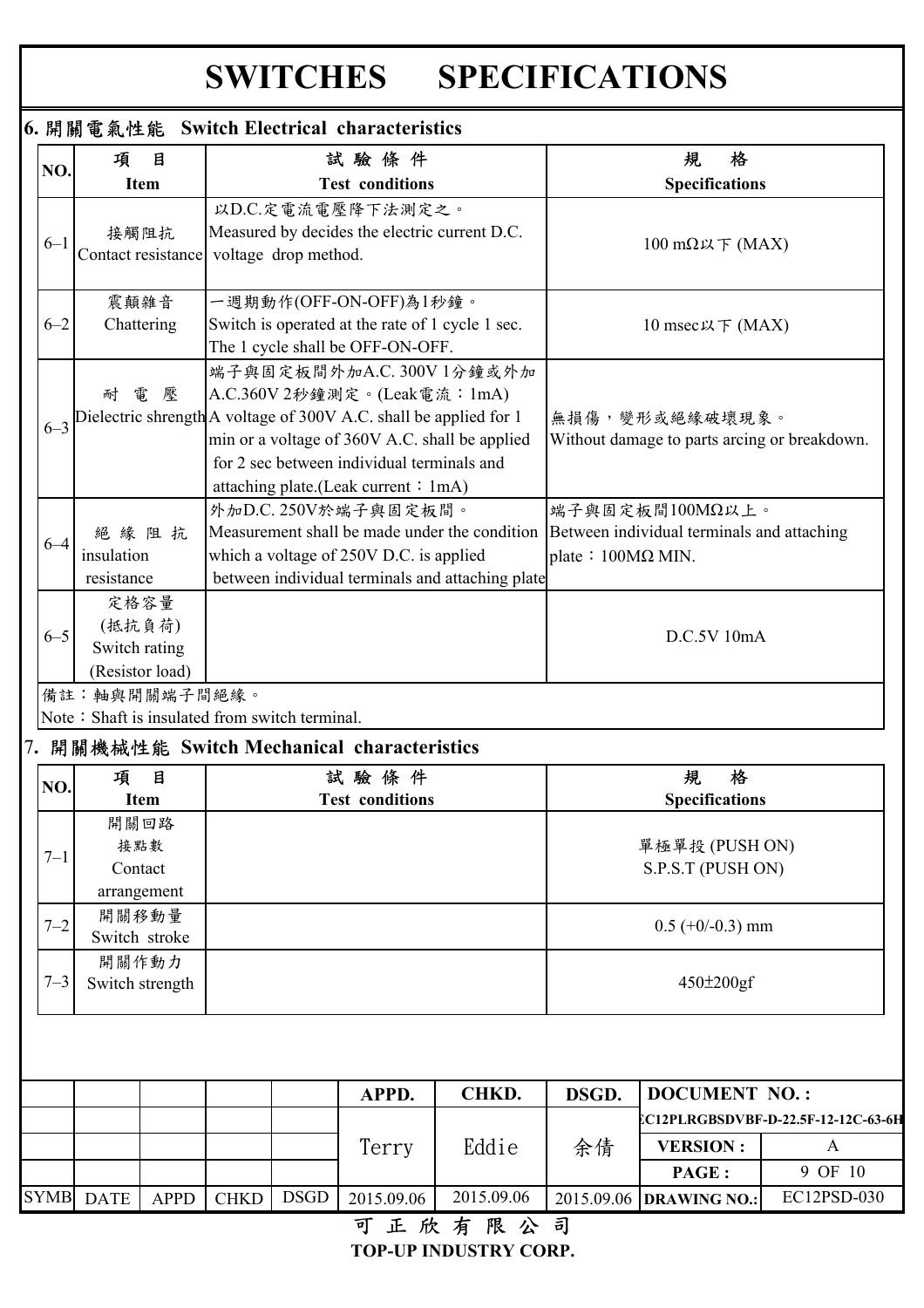# SWITCHES SPECIFICATIONS

## 6. 開關電氣性能 Switch Electrical characteristics

| NO. | 項 目<br>Item | 試 驗 條 件<br>Test conditions | 規 格<br>Specifications |
|---|---|---|---|
| 6–1 | 接觸阻抗<br>Contact resistance | 以D.C.定電流電壓降下法測定之。<br>Measured by decides the electric current D.C. voltage drop method. | 100 mΩ以下 (MAX) |
| 6–2 | 震顛雜音<br>Chattering | 一週期動作(OFF-ON-OFF)為1秒鐘。<br>Switch is operated at the rate of 1 cycle 1 sec. The 1 cycle shall be OFF-ON-OFF. | 10 msec以下 (MAX) |
| 6–3 | 耐 電 壓<br>Dielectric shrength | 端子與固定板間外加A.C. 300V 1分鐘或外加A.C.360V 2秒鐘測定。(Leak電流：1mA)<br>A voltage of 300V A.C. shall be applied for 1 min or a voltage of 360V A.C. shall be applied for 2 sec between individual terminals and attaching plate.(Leak current：1mA) | 無損傷，變形或絕緣破壞現象。<br>Without damage to parts arcing or breakdown. |
| 6–4 | 絕 緣 阻 抗<br>insulation resistance | 外加D.C. 250V於端子與固定板間。<br>Measurement shall be made under the condition which a voltage of 250V D.C. is applied between individual terminals and attaching plate | 端子與固定板間100MΩ以上。<br>Between individual terminals and attaching plate：100MΩ MIN. |
| 6–5 | 定格容量<br>(抵抗負荷)<br>Switch rating<br>(Resistor load) | | D.C.5V 10mA |

備註：軸與開關端子間絕緣。
Note：Shaft is insulated from switch terminal.

## 7. 開關機械性能 Switch Mechanical characteristics

| NO. | 項 目<br>Item | 試 驗 條 件<br>Test conditions | 規 格<br>Specifications |
|---|---|---|---|
| 7–1 | 開關回路<br>接點數<br>Contact arrangement | | 單極單投 (PUSH ON)<br>S.P.S.T (PUSH ON) |
| 7–2 | 開關移動量<br>Switch stroke | | 0.5 (+0/-0.3) mm |
| 7–3 | 開關作動力<br>Switch strength | | 450±200gf |

| | | | | | APPD. | CHKD. | DSGD. | DOCUMENT NO. : | |
|---|---|---|---|---|---|---|---|---|---|
| | | | | | Terry | Eddie | 余倩 | EC12PLRGBSDVBF-D-22.5F-12-12C-63-6H | |
| | | | | | | | | VERSION : | A |
| | | | | | | | | PAGE : | 9 OF 10 |
| SYMB | DATE | APPD | CHKD | DSGD | 2015.09.06 | 2015.09.06 | 2015.09.06 | DRAWING NO.: | EC12PSD-030 |

可 正 欣 有 限 公 司
TOP-UP INDUSTRY CORP.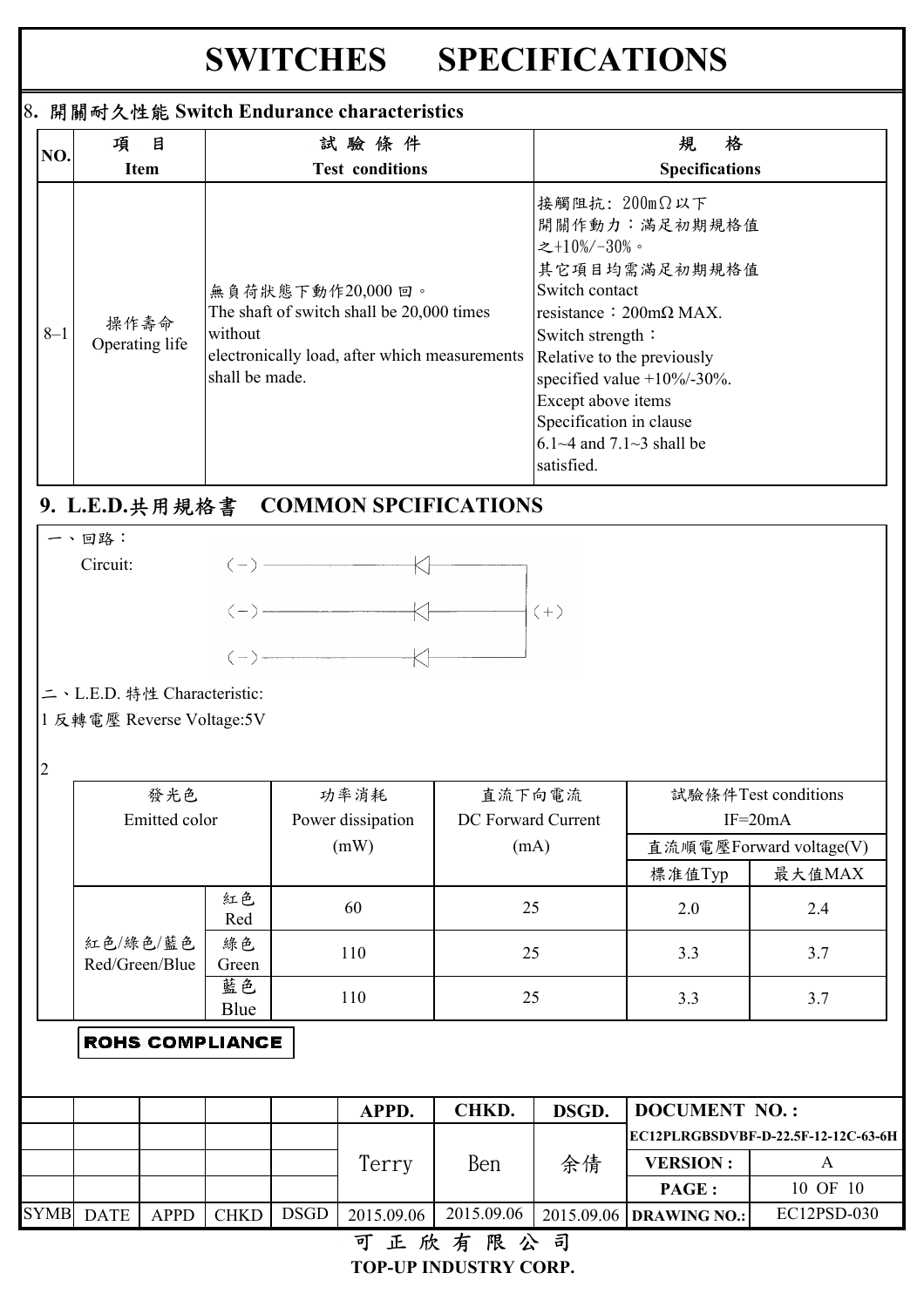# SWITCHES SPECIFICATIONS

## 8. 開關耐久性能 Switch Endurance characteristics

| NO. | 項 目 Item | 試驗條件 Test conditions | 規 格 Specifications |
|---|---|---|---|
| 8–1 | 操作壽命 Operating life | 無負荷狀態下動作20,000 回。 The shaft of switch shall be 20,000 times without electronically load, after which measurements shall be made. | 接觸阻抗: 200mΩ以下 開關作動力：滿足初期規格值之+10%/-30%。 其它項目均需滿足初期規格值 Switch contact resistance：200mΩ MAX. Switch strength： Relative to the previously specified value +10%/-30%. Except above items Specification in clause 6.1~4 and 7.1~3 shall be satisfied. |

## 9. L.E.D.共用規格書 COMMON SPCIFICATIONS

一、回路：

Circuit:

(−) (−) (−) (+)

二、L.E.D. 特性 Characteristic:

1 反轉電壓 Reverse Voltage:5V

2

| 發光色 Emitted color | | 功率消耗 Power dissipation (mW) | 直流下向電流 DC Forward Current (mA) | 試驗條件Test conditions IF=20mA 直流順電壓Forward voltage(V) | |
|---|---|---|---|---|---|
| | | | | 標准值Typ | 最大值MAX |
| 紅色/綠色/藍色 Red/Green/Blue | 紅色 Red | 60 | 25 | 2.0 | 2.4 |
| | 綠色 Green | 110 | 25 | 3.3 | 3.7 |
| | 藍色 Blue | 110 | 25 | 3.3 | 3.7 |

**ROHS COMPLIANCE**

| | | | | | APPD. | CHKD. | DSGD. | DOCUMENT NO.: | |
|---|---|---|---|---|---|---|---|---|---|
| | | | | | | | | EC12PLRGBSDVBF-D-22.5F-12-12C-63-6H | |
| | | | | | Terry | Ben | 余倩 | VERSION : | A |
| | | | | | | | | PAGE : | 10 OF 10 |
| SYMB | DATE | APPD | CHKD | DSGD | 2015.09.06 | 2015.09.06 | 2015.09.06 | DRAWING NO.: | EC12PSD-030 |

可正欣有限公司

TOP-UP INDUSTRY CORP.